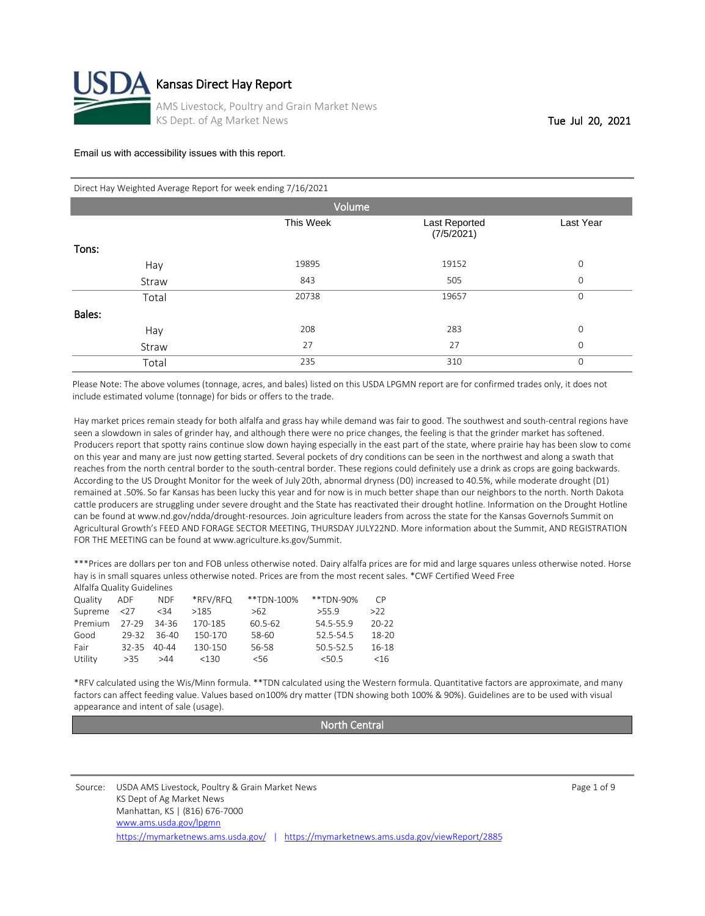# Kansas Direct Hay Report

AMS Livestock, Poultry and Grain Market News
KS Dept. of Ag Market News

Tue Jul 20, 2021

Email us with accessibility issues with this report.

Direct Hay Weighted Average Report for week ending 7/16/2021

| Volume | | This Week | Last Reported (7/5/2021) | Last Year |
|---|---|---|---|---|
| **Tons:** | | | | |
| | Hay | 19895 | 19152 | 0 |
| | Straw | 843 | 505 | 0 |
| | Total | 20738 | 19657 | 0 |
| **Bales:** | | | | |
| | Hay | 208 | 283 | 0 |
| | Straw | 27 | 27 | 0 |
| | Total | 235 | 310 | 0 |

Please Note: The above volumes (tonnage, acres, and bales) listed on this USDA LPGMN report are for confirmed trades only, it does not include estimated volume (tonnage) for bids or offers to the trade.

Hay market prices remain steady for both alfalfa and grass hay while demand was fair to good. The southwest and south-central regions have seen a slowdown in sales of grinder hay, and although there were no price changes, the feeling is that the grinder market has softened. Producers report that spotty rains continue slow down haying especially in the east part of the state, where prairie hay has been slow to come on this year and many are just now getting started. Several pockets of dry conditions can be seen in the northwest and along a swath that reaches from the north central border to the south-central border. These regions could definitely use a drink as crops are going backwards. According to the US Drought Monitor for the week of July 20th, abnormal dryness (D0) increased to 40.5%, while moderate drought (D1) remained at .50%. So far Kansas has been lucky this year and for now is in much better shape than our neighbors to the north. North Dakota cattle producers are struggling under severe drought and the State has reactivated their drought hotline. Information on the Drought Hotline can be found at www.nd.gov/ndda/drought-resources. Join agriculture leaders from across the state for the Kansas Governor's Summit on Agricultural Growth's FEED AND FORAGE SECTOR MEETING, THURSDAY JULY22ND. More information about the Summit, AND REGISTRATION FOR THE MEETING can be found at www.agriculture.ks.gov/Summit.

***Prices are dollars per ton and FOB unless otherwise noted. Dairy alfalfa prices are for mid and large squares unless otherwise noted. Horse hay is in small squares unless otherwise noted. Prices are from the most recent sales. *CWF Certified Weed Free

Alfalfa Quality Guidelines

| Quality | ADF | NDF | *RFV/RFQ | **TDN-100% | **TDN-90% | CP |
|---|---|---|---|---|---|---|
| Supreme | <27 | <34 | >185 | >62 | >55.9 | >22 |
| Premium | 27-29 | 34-36 | 170-185 | 60.5-62 | 54.5-55.9 | 20-22 |
| Good | 29-32 | 36-40 | 150-170 | 58-60 | 52.5-54.5 | 18-20 |
| Fair | 32-35 | 40-44 | 130-150 | 56-58 | 50.5-52.5 | 16-18 |
| Utility | >35 | >44 | <130 | <56 | <50.5 | <16 |

*RFV calculated using the Wis/Minn formula. **TDN calculated using the Western formula. Quantitative factors are approximate, and many factors can affect feeding value. Values based on100% dry matter (TDN showing both 100% & 90%). Guidelines are to be used with visual appearance and intent of sale (usage).

## North Central

Source: USDA AMS Livestock, Poultry & Grain Market News
KS Dept of Ag Market News
Manhattan, KS | (816) 676-7000
www.ams.usda.gov/lpgmn
https://mymarketnews.ams.usda.gov/ | https://mymarketnews.ams.usda.gov/viewReport/2885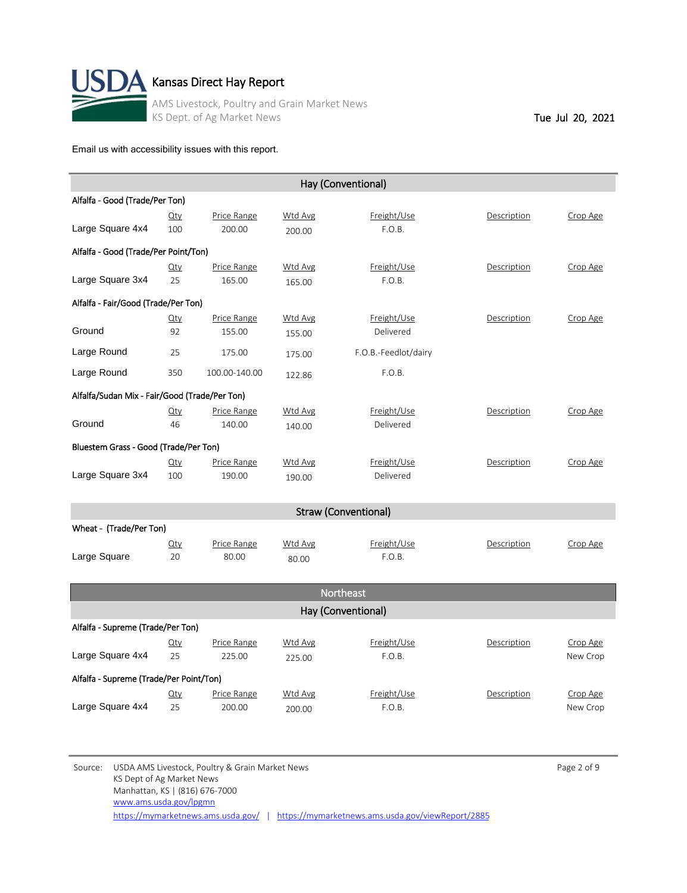# Kansas Direct Hay Report

AMS Livestock, Poultry and Grain Market News
KS Dept. of Ag Market News

Tue Jul 20, 2021

Email us with accessibility issues with this report.

## Hay (Conventional)

**Alfalfa - Good (Trade/Per Ton)**

| | Qty | Price Range | Wtd Avg | Freight/Use | Description | Crop Age |
|---|---|---|---|---|---|---|
| Large Square 4x4 | 100 | 200.00 | 200.00 | F.O.B. | | |

**Alfalfa - Good (Trade/Per Point/Ton)**

| | Qty | Price Range | Wtd Avg | Freight/Use | Description | Crop Age |
|---|---|---|---|---|---|---|
| Large Square 3x4 | 25 | 165.00 | 165.00 | F.O.B. | | |

**Alfalfa - Fair/Good (Trade/Per Ton)**

| | Qty | Price Range | Wtd Avg | Freight/Use | Description | Crop Age |
|---|---|---|---|---|---|---|
| Ground | 92 | 155.00 | 155.00 | Delivered | | |
| Large Round | 25 | 175.00 | 175.00 | F.O.B.-Feedlot/dairy | | |
| Large Round | 350 | 100.00-140.00 | 122.86 | F.O.B. | | |

**Alfalfa/Sudan Mix - Fair/Good (Trade/Per Ton)**

| | Qty | Price Range | Wtd Avg | Freight/Use | Description | Crop Age |
|---|---|---|---|---|---|---|
| Ground | 46 | 140.00 | 140.00 | Delivered | | |

**Bluestem Grass - Good (Trade/Per Ton)**

| | Qty | Price Range | Wtd Avg | Freight/Use | Description | Crop Age |
|---|---|---|---|---|---|---|
| Large Square 3x4 | 100 | 190.00 | 190.00 | Delivered | | |

## Straw (Conventional)

**Wheat - (Trade/Per Ton)**

| | Qty | Price Range | Wtd Avg | Freight/Use | Description | Crop Age |
|---|---|---|---|---|---|---|
| Large Square | 20 | 80.00 | 80.00 | F.O.B. | | |

# Northeast

## Hay (Conventional)

**Alfalfa - Supreme (Trade/Per Ton)**

| | Qty | Price Range | Wtd Avg | Freight/Use | Description | Crop Age |
|---|---|---|---|---|---|---|
| Large Square 4x4 | 25 | 225.00 | 225.00 | F.O.B. | | New Crop |

**Alfalfa - Supreme (Trade/Per Point/Ton)**

| | Qty | Price Range | Wtd Avg | Freight/Use | Description | Crop Age |
|---|---|---|---|---|---|---|
| Large Square 4x4 | 25 | 200.00 | 200.00 | F.O.B. | | New Crop |

Source: USDA AMS Livestock, Poultry & Grain Market News
KS Dept of Ag Market News
Manhattan, KS | (816) 676-7000
www.ams.usda.gov/lpgmn
https://mymarketnews.ams.usda.gov/ | https://mymarketnews.ams.usda.gov/viewReport/2885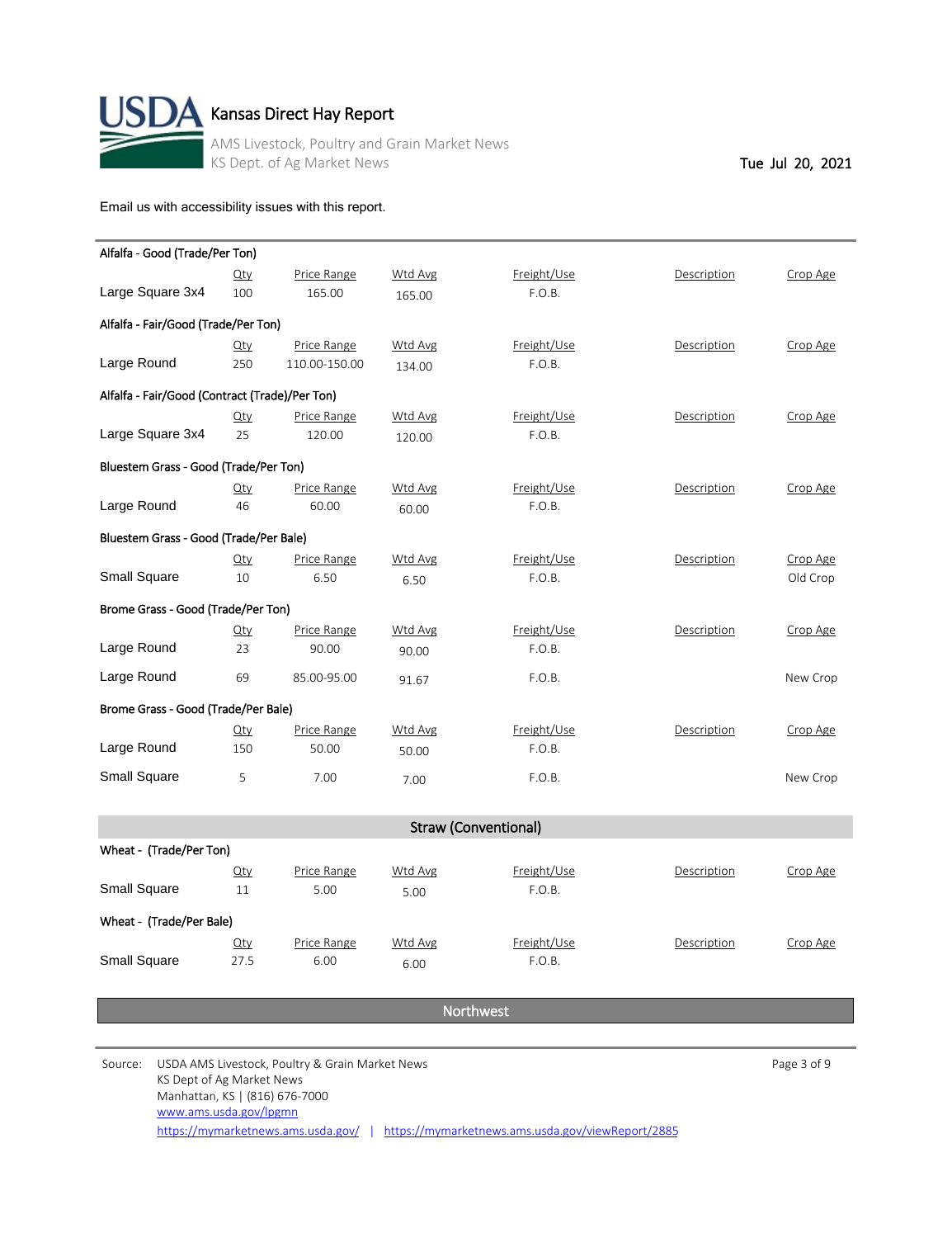# Kansas Direct Hay Report

AMS Livestock, Poultry and Grain Market News
KS Dept. of Ag Market News

Tue Jul 20, 2021

Email us with accessibility issues with this report.

**Alfalfa - Good (Trade/Per Ton)**

| | Qty | Price Range | Wtd Avg | Freight/Use | Description | Crop Age |
|---|---|---|---|---|---|---|
| Large Square 3x4 | 100 | 165.00 | 165.00 | F.O.B. | | |

**Alfalfa - Fair/Good (Trade/Per Ton)**

| | Qty | Price Range | Wtd Avg | Freight/Use | Description | Crop Age |
|---|---|---|---|---|---|---|
| Large Round | 250 | 110.00-150.00 | 134.00 | F.O.B. | | |

**Alfalfa - Fair/Good (Contract (Trade)/Per Ton)**

| | Qty | Price Range | Wtd Avg | Freight/Use | Description | Crop Age |
|---|---|---|---|---|---|---|
| Large Square 3x4 | 25 | 120.00 | 120.00 | F.O.B. | | |

**Bluestem Grass - Good (Trade/Per Ton)**

| | Qty | Price Range | Wtd Avg | Freight/Use | Description | Crop Age |
|---|---|---|---|---|---|---|
| Large Round | 46 | 60.00 | 60.00 | F.O.B. | | |

**Bluestem Grass - Good (Trade/Per Bale)**

| | Qty | Price Range | Wtd Avg | Freight/Use | Description | Crop Age |
|---|---|---|---|---|---|---|
| Small Square | 10 | 6.50 | 6.50 | F.O.B. | | Old Crop |

**Brome Grass - Good (Trade/Per Ton)**

| | Qty | Price Range | Wtd Avg | Freight/Use | Description | Crop Age |
|---|---|---|---|---|---|---|
| Large Round | 23 | 90.00 | 90.00 | F.O.B. | | |
| Large Round | 69 | 85.00-95.00 | 91.67 | F.O.B. | | New Crop |

**Brome Grass - Good (Trade/Per Bale)**

| | Qty | Price Range | Wtd Avg | Freight/Use | Description | Crop Age |
|---|---|---|---|---|---|---|
| Large Round | 150 | 50.00 | 50.00 | F.O.B. | | |
| Small Square | 5 | 7.00 | 7.00 | F.O.B. | | New Crop |

## Straw (Conventional)

**Wheat - (Trade/Per Ton)**

| | Qty | Price Range | Wtd Avg | Freight/Use | Description | Crop Age |
|---|---|---|---|---|---|---|
| Small Square | 11 | 5.00 | 5.00 | F.O.B. | | |

**Wheat - (Trade/Per Bale)**

| | Qty | Price Range | Wtd Avg | Freight/Use | Description | Crop Age |
|---|---|---|---|---|---|---|
| Small Square | 27.5 | 6.00 | 6.00 | F.O.B. | | |

## Northwest

Source: USDA AMS Livestock, Poultry & Grain Market News
KS Dept of Ag Market News
Manhattan, KS | (816) 676-7000
www.ams.usda.gov/lpgmn
https://mymarketnews.ams.usda.gov/ | https://mymarketnews.ams.usda.gov/viewReport/2885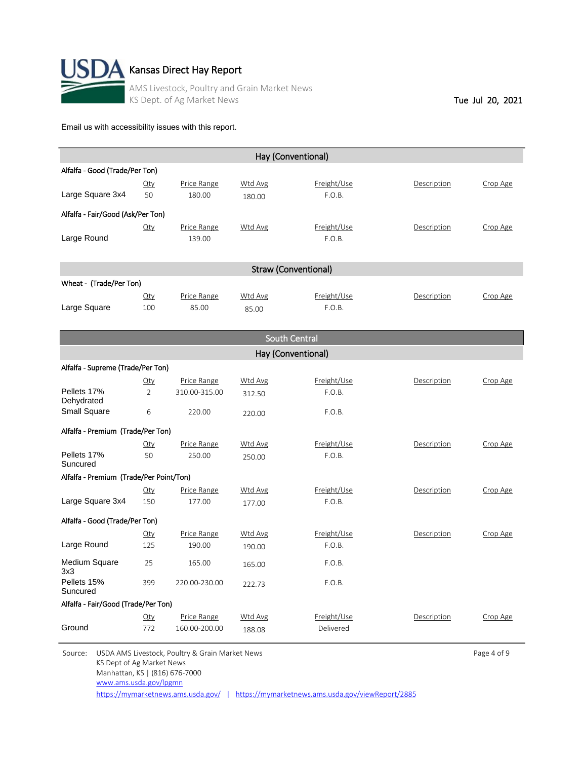# Kansas Direct Hay Report

AMS Livestock, Poultry and Grain Market News
KS Dept. of Ag Market News

Tue Jul 20, 2021

Email us with accessibility issues with this report.

## Hay (Conventional)

**Alfalfa - Good (Trade/Per Ton)**

| | Qty | Price Range | Wtd Avg | Freight/Use | Description | Crop Age |
|---|---|---|---|---|---|---|
| Large Square 3x4 | 50 | 180.00 | 180.00 | F.O.B. | | |

**Alfalfa - Fair/Good (Ask/Per Ton)**

| | Qty | Price Range | Wtd Avg | Freight/Use | Description | Crop Age |
|---|---|---|---|---|---|---|
| Large Round | | 139.00 | | F.O.B. | | |

## Straw (Conventional)

**Wheat - (Trade/Per Ton)**

| | Qty | Price Range | Wtd Avg | Freight/Use | Description | Crop Age |
|---|---|---|---|---|---|---|
| Large Square | 100 | 85.00 | 85.00 | F.O.B. | | |

# South Central

## Hay (Conventional)

**Alfalfa - Supreme (Trade/Per Ton)**

| | Qty | Price Range | Wtd Avg | Freight/Use | Description | Crop Age |
|---|---|---|---|---|---|---|
| Pellets 17% Dehydrated | 2 | 310.00-315.00 | 312.50 | F.O.B. | | |
| Small Square | 6 | 220.00 | 220.00 | F.O.B. | | |

**Alfalfa - Premium (Trade/Per Ton)**

| | Qty | Price Range | Wtd Avg | Freight/Use | Description | Crop Age |
|---|---|---|---|---|---|---|
| Pellets 17% Suncured | 50 | 250.00 | 250.00 | F.O.B. | | |

**Alfalfa - Premium (Trade/Per Point/Ton)**

| | Qty | Price Range | Wtd Avg | Freight/Use | Description | Crop Age |
|---|---|---|---|---|---|---|
| Large Square 3x4 | 150 | 177.00 | 177.00 | F.O.B. | | |

**Alfalfa - Good (Trade/Per Ton)**

| | Qty | Price Range | Wtd Avg | Freight/Use | Description | Crop Age |
|---|---|---|---|---|---|---|
| Large Round | 125 | 190.00 | 190.00 | F.O.B. | | |
| Medium Square 3x3 | 25 | 165.00 | 165.00 | F.O.B. | | |
| Pellets 15% Suncured | 399 | 220.00-230.00 | 222.73 | F.O.B. | | |

**Alfalfa - Fair/Good (Trade/Per Ton)**

| | Qty | Price Range | Wtd Avg | Freight/Use | Description | Crop Age |
|---|---|---|---|---|---|---|
| Ground | 772 | 160.00-200.00 | 188.08 | Delivered | | |

Source: USDA AMS Livestock, Poultry & Grain Market News
KS Dept of Ag Market News
Manhattan, KS | (816) 676-7000
www.ams.usda.gov/lpgmn
https://mymarketnews.ams.usda.gov/ | https://mymarketnews.ams.usda.gov/viewReport/2885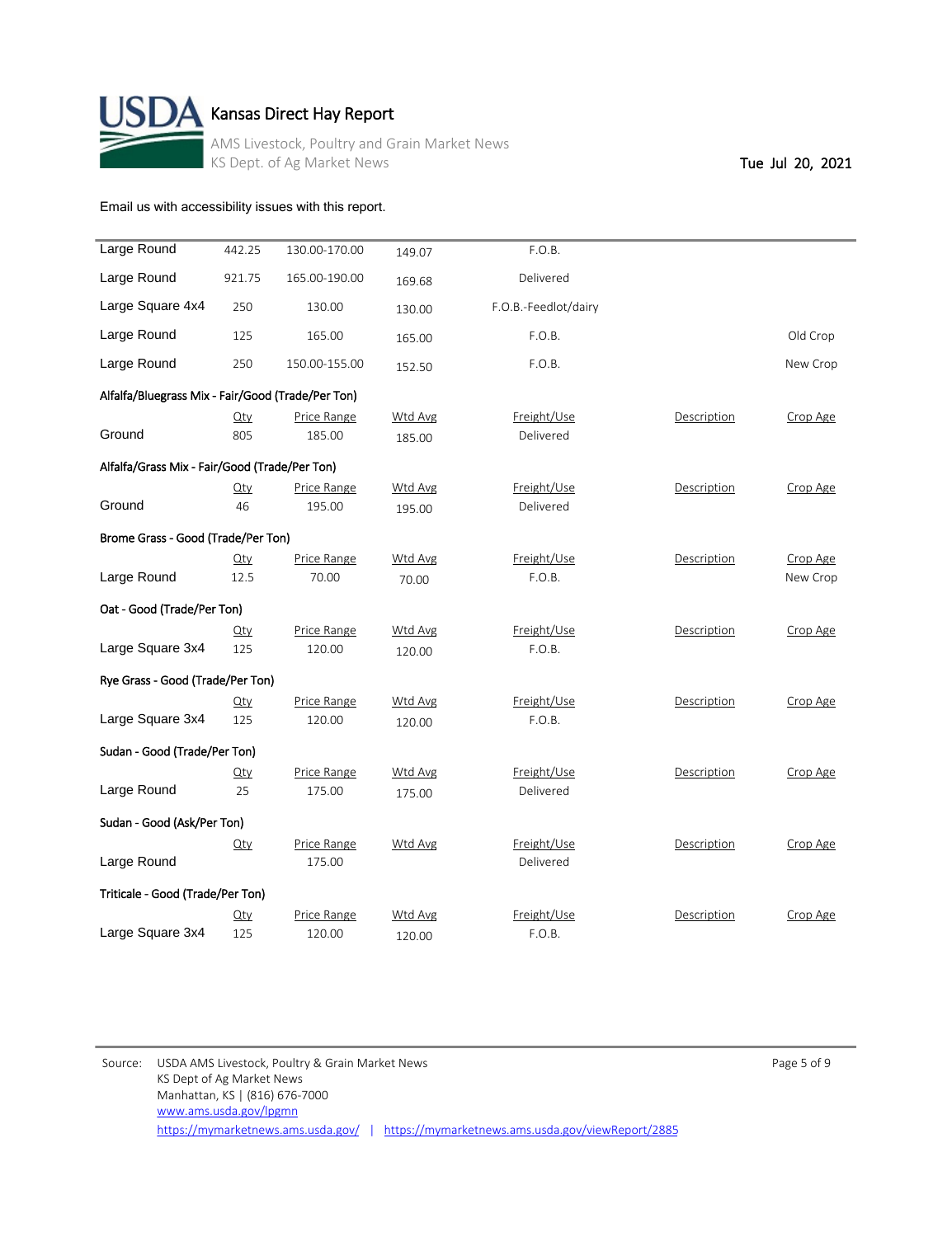# Kansas Direct Hay Report

AMS Livestock, Poultry and Grain Market News
KS Dept. of Ag Market News

Tue Jul 20, 2021

Email us with accessibility issues with this report.

| | Qty | Price Range | Wtd Avg | Freight/Use | Description | Crop Age |
|---|---|---|---|---|---|---|
| Large Round | 442.25 | 130.00-170.00 | 149.07 | F.O.B. | | |
| Large Round | 921.75 | 165.00-190.00 | 169.68 | Delivered | | |
| Large Square 4x4 | 250 | 130.00 | 130.00 | F.O.B.-Feedlot/dairy | | |
| Large Round | 125 | 165.00 | 165.00 | F.O.B. | | Old Crop |
| Large Round | 250 | 150.00-155.00 | 152.50 | F.O.B. | | New Crop |

Alfalfa/Bluegrass Mix - Fair/Good (Trade/Per Ton)

| | Qty | Price Range | Wtd Avg | Freight/Use | Description | Crop Age |
|---|---|---|---|---|---|---|
| Ground | 805 | 185.00 | 185.00 | Delivered | | |

Alfalfa/Grass Mix - Fair/Good (Trade/Per Ton)

| | Qty | Price Range | Wtd Avg | Freight/Use | Description | Crop Age |
|---|---|---|---|---|---|---|
| Ground | 46 | 195.00 | 195.00 | Delivered | | |

Brome Grass - Good (Trade/Per Ton)

| | Qty | Price Range | Wtd Avg | Freight/Use | Description | Crop Age |
|---|---|---|---|---|---|---|
| Large Round | 12.5 | 70.00 | 70.00 | F.O.B. | | New Crop |

Oat - Good (Trade/Per Ton)

| | Qty | Price Range | Wtd Avg | Freight/Use | Description | Crop Age |
|---|---|---|---|---|---|---|
| Large Square 3x4 | 125 | 120.00 | 120.00 | F.O.B. | | |

Rye Grass - Good (Trade/Per Ton)

| | Qty | Price Range | Wtd Avg | Freight/Use | Description | Crop Age |
|---|---|---|---|---|---|---|
| Large Square 3x4 | 125 | 120.00 | 120.00 | F.O.B. | | |

Sudan - Good (Trade/Per Ton)

| | Qty | Price Range | Wtd Avg | Freight/Use | Description | Crop Age |
|---|---|---|---|---|---|---|
| Large Round | 25 | 175.00 | 175.00 | Delivered | | |

Sudan - Good (Ask/Per Ton)

| | Qty | Price Range | Wtd Avg | Freight/Use | Description | Crop Age |
|---|---|---|---|---|---|---|
| Large Round | | 175.00 | | Delivered | | |

Triticale - Good (Trade/Per Ton)

| | Qty | Price Range | Wtd Avg | Freight/Use | Description | Crop Age |
|---|---|---|---|---|---|---|
| Large Square 3x4 | 125 | 120.00 | 120.00 | F.O.B. | | |

Source: USDA AMS Livestock, Poultry & Grain Market News
KS Dept of Ag Market News
Manhattan, KS | (816) 676-7000
www.ams.usda.gov/lpgmn
https://mymarketnews.ams.usda.gov/ | https://mymarketnews.ams.usda.gov/viewReport/2885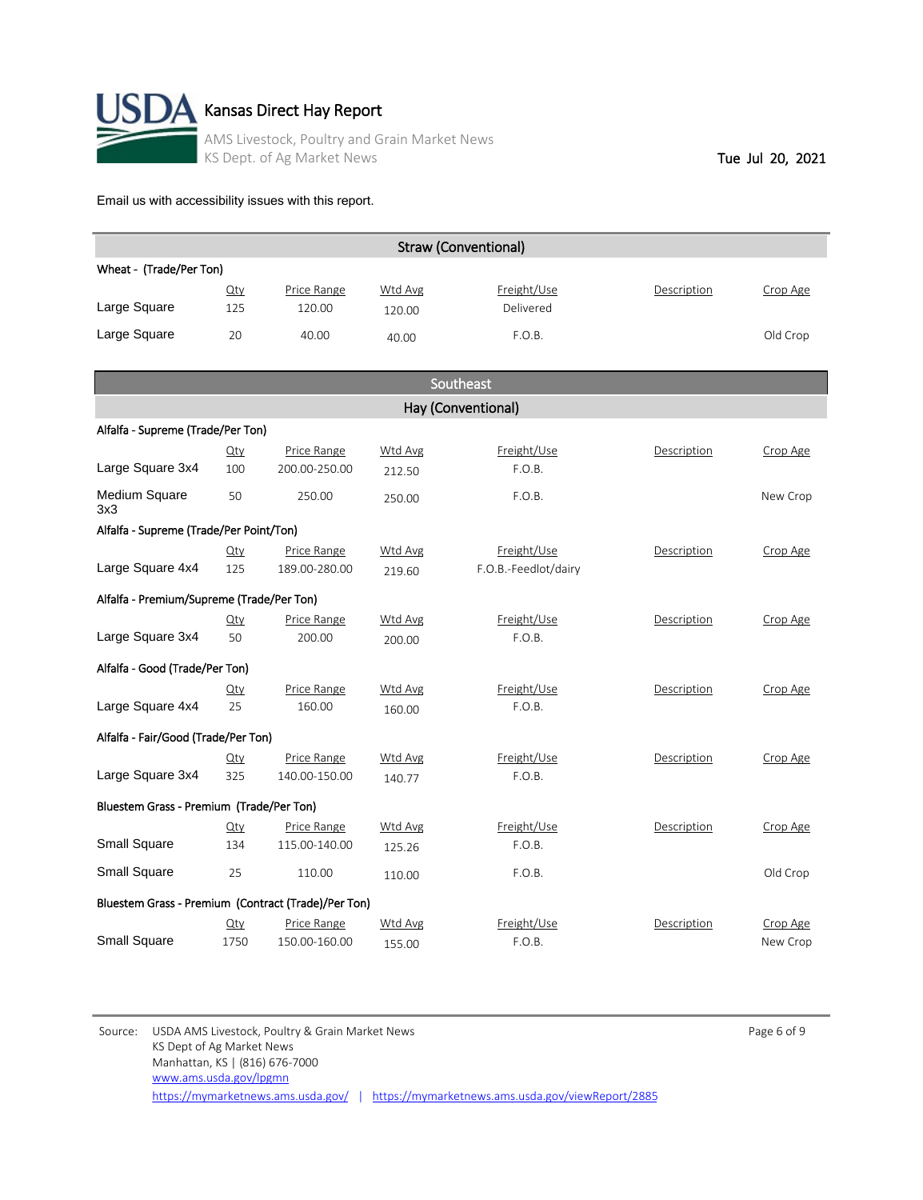# Kansas Direct Hay Report

AMS Livestock, Poultry and Grain Market News
KS Dept. of Ag Market News

Tue Jul 20, 2021

Email us with accessibility issues with this report.

## Straw (Conventional)

**Wheat - (Trade/Per Ton)**

| | Qty | Price Range | Wtd Avg | Freight/Use | Description | Crop Age |
|---|---|---|---|---|---|---|
| Large Square | 125 | 120.00 | 120.00 | Delivered | | |
| Large Square | 20 | 40.00 | 40.00 | F.O.B. | | Old Crop |

## Southeast

### Hay (Conventional)

**Alfalfa - Supreme (Trade/Per Ton)**

| | Qty | Price Range | Wtd Avg | Freight/Use | Description | Crop Age |
|---|---|---|---|---|---|---|
| Large Square 3x4 | 100 | 200.00-250.00 | 212.50 | F.O.B. | | |
| Medium Square 3x3 | 50 | 250.00 | 250.00 | F.O.B. | | New Crop |

**Alfalfa - Supreme (Trade/Per Point/Ton)**

| | Qty | Price Range | Wtd Avg | Freight/Use | Description | Crop Age |
|---|---|---|---|---|---|---|
| Large Square 4x4 | 125 | 189.00-280.00 | 219.60 | F.O.B.-Feedlot/dairy | | |

**Alfalfa - Premium/Supreme (Trade/Per Ton)**

| | Qty | Price Range | Wtd Avg | Freight/Use | Description | Crop Age |
|---|---|---|---|---|---|---|
| Large Square 3x4 | 50 | 200.00 | 200.00 | F.O.B. | | |

**Alfalfa - Good (Trade/Per Ton)**

| | Qty | Price Range | Wtd Avg | Freight/Use | Description | Crop Age |
|---|---|---|---|---|---|---|
| Large Square 4x4 | 25 | 160.00 | 160.00 | F.O.B. | | |

**Alfalfa - Fair/Good (Trade/Per Ton)**

| | Qty | Price Range | Wtd Avg | Freight/Use | Description | Crop Age |
|---|---|---|---|---|---|---|
| Large Square 3x4 | 325 | 140.00-150.00 | 140.77 | F.O.B. | | |

**Bluestem Grass - Premium (Trade/Per Ton)**

| | Qty | Price Range | Wtd Avg | Freight/Use | Description | Crop Age |
|---|---|---|---|---|---|---|
| Small Square | 134 | 115.00-140.00 | 125.26 | F.O.B. | | |
| Small Square | 25 | 110.00 | 110.00 | F.O.B. | | Old Crop |

**Bluestem Grass - Premium (Contract (Trade)/Per Ton)**

| | Qty | Price Range | Wtd Avg | Freight/Use | Description | Crop Age |
|---|---|---|---|---|---|---|
| Small Square | 1750 | 150.00-160.00 | 155.00 | F.O.B. | | New Crop |

Source: USDA AMS Livestock, Poultry & Grain Market News
KS Dept of Ag Market News
Manhattan, KS | (816) 676-7000
www.ams.usda.gov/lpgmn
https://mymarketnews.ams.usda.gov/ | https://mymarketnews.ams.usda.gov/viewReport/2885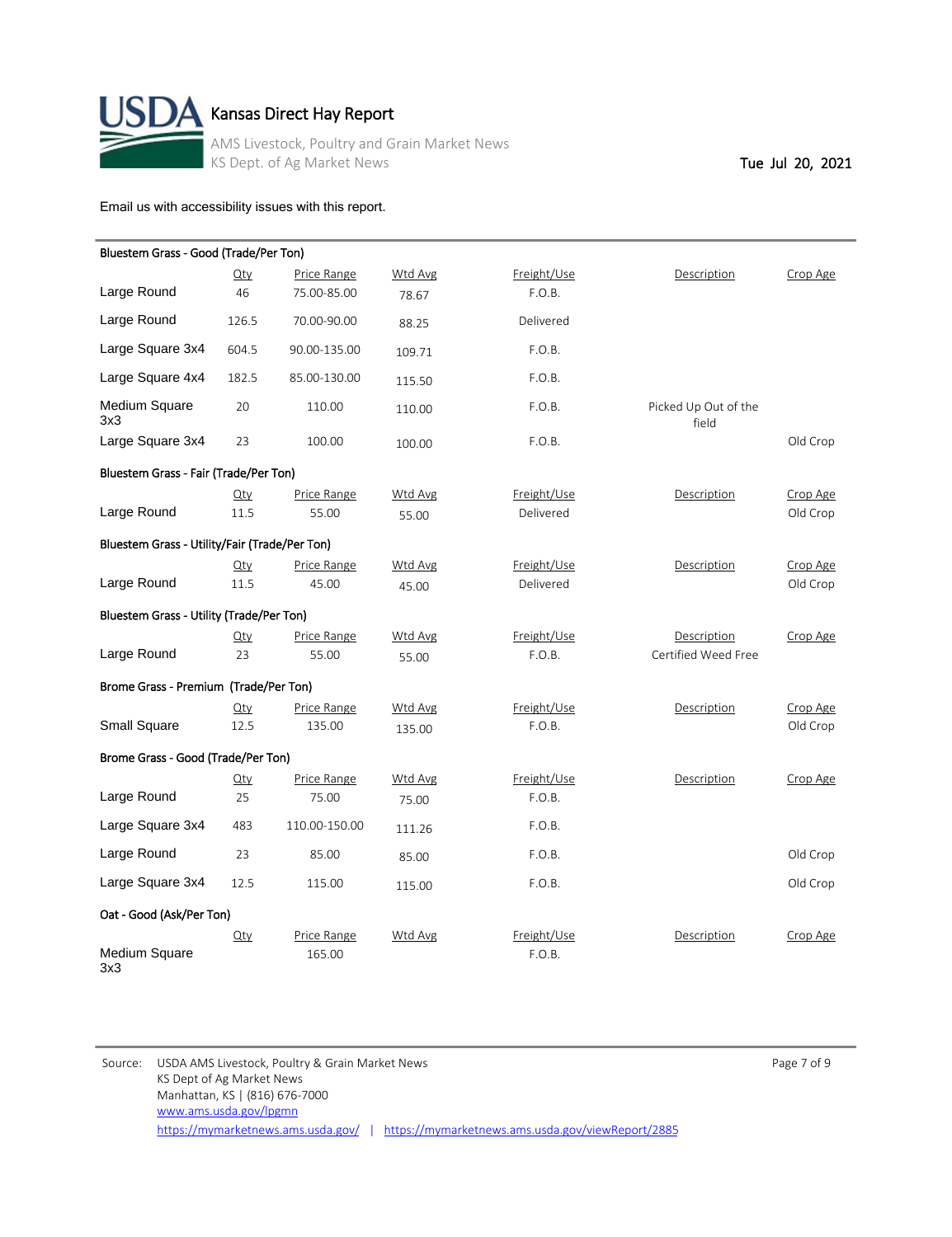# Kansas Direct Hay Report

AMS Livestock, Poultry and Grain Market News
KS Dept. of Ag Market News

Tue Jul 20, 2021

Email us with accessibility issues with this report.

### Bluestem Grass - Good (Trade/Per Ton)

| | Qty | Price Range | Wtd Avg | Freight/Use | Description | Crop Age |
|---|---|---|---|---|---|---|
| Large Round | 46 | 75.00-85.00 | 78.67 | F.O.B. | | |
| Large Round | 126.5 | 70.00-90.00 | 88.25 | Delivered | | |
| Large Square 3x4 | 604.5 | 90.00-135.00 | 109.71 | F.O.B. | | |
| Large Square 4x4 | 182.5 | 85.00-130.00 | 115.50 | F.O.B. | | |
| Medium Square 3x3 | 20 | 110.00 | 110.00 | F.O.B. | Picked Up Out of the field | |
| Large Square 3x4 | 23 | 100.00 | 100.00 | F.O.B. | | Old Crop |

### Bluestem Grass - Fair (Trade/Per Ton)

| | Qty | Price Range | Wtd Avg | Freight/Use | Description | Crop Age |
|---|---|---|---|---|---|---|
| Large Round | 11.5 | 55.00 | 55.00 | Delivered | | Old Crop |

### Bluestem Grass - Utility/Fair (Trade/Per Ton)

| | Qty | Price Range | Wtd Avg | Freight/Use | Description | Crop Age |
|---|---|---|---|---|---|---|
| Large Round | 11.5 | 45.00 | 45.00 | Delivered | | Old Crop |

### Bluestem Grass - Utility (Trade/Per Ton)

| | Qty | Price Range | Wtd Avg | Freight/Use | Description | Crop Age |
|---|---|---|---|---|---|---|
| Large Round | 23 | 55.00 | 55.00 | F.O.B. | Certified Weed Free | |

### Brome Grass - Premium (Trade/Per Ton)

| | Qty | Price Range | Wtd Avg | Freight/Use | Description | Crop Age |
|---|---|---|---|---|---|---|
| Small Square | 12.5 | 135.00 | 135.00 | F.O.B. | | Old Crop |

### Brome Grass - Good (Trade/Per Ton)

| | Qty | Price Range | Wtd Avg | Freight/Use | Description | Crop Age |
|---|---|---|---|---|---|---|
| Large Round | 25 | 75.00 | 75.00 | F.O.B. | | |
| Large Square 3x4 | 483 | 110.00-150.00 | 111.26 | F.O.B. | | |
| Large Round | 23 | 85.00 | 85.00 | F.O.B. | | Old Crop |
| Large Square 3x4 | 12.5 | 115.00 | 115.00 | F.O.B. | | Old Crop |

### Oat - Good (Ask/Per Ton)

| | Qty | Price Range | Wtd Avg | Freight/Use | Description | Crop Age |
|---|---|---|---|---|---|---|
| Medium Square 3x3 | | 165.00 | | F.O.B. | | |

Source: USDA AMS Livestock, Poultry & Grain Market News
KS Dept of Ag Market News
Manhattan, KS | (816) 676-7000
www.ams.usda.gov/lpgmn
https://mymarketnews.ams.usda.gov/ | https://mymarketnews.ams.usda.gov/viewReport/2885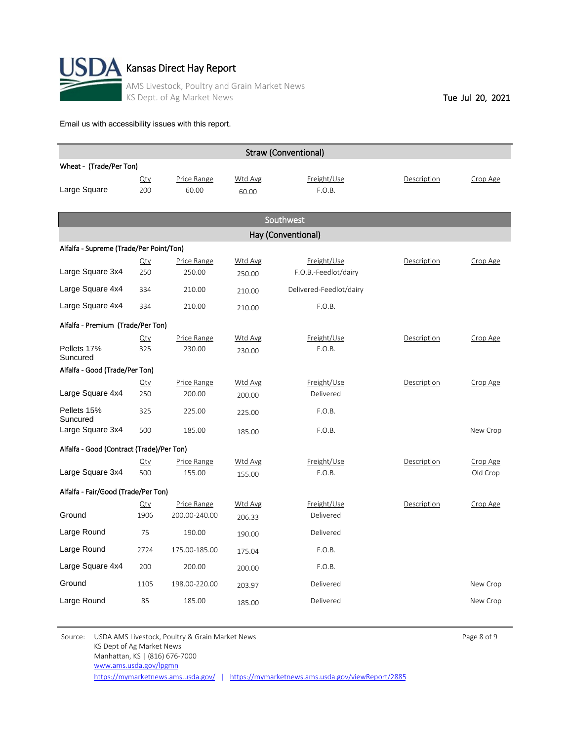# Kansas Direct Hay Report

AMS Livestock, Poultry and Grain Market News
KS Dept. of Ag Market News

Tue Jul 20, 2021

Email us with accessibility issues with this report.

## Straw (Conventional)

**Wheat - (Trade/Per Ton)**

| | Qty | Price Range | Wtd Avg | Freight/Use | Description | Crop Age |
|---|---|---|---|---|---|---|
| Large Square | 200 | 60.00 | 60.00 | F.O.B. | | |

## Southwest

### Hay (Conventional)

**Alfalfa - Supreme (Trade/Per Point/Ton)**

| | Qty | Price Range | Wtd Avg | Freight/Use | Description | Crop Age |
|---|---|---|---|---|---|---|
| Large Square 3x4 | 250 | 250.00 | 250.00 | F.O.B.-Feedlot/dairy | | |
| Large Square 4x4 | 334 | 210.00 | 210.00 | Delivered-Feedlot/dairy | | |
| Large Square 4x4 | 334 | 210.00 | 210.00 | F.O.B. | | |

**Alfalfa - Premium (Trade/Per Ton)**

| | Qty | Price Range | Wtd Avg | Freight/Use | Description | Crop Age |
|---|---|---|---|---|---|---|
| Pellets 17% Suncured | 325 | 230.00 | 230.00 | F.O.B. | | |

**Alfalfa - Good (Trade/Per Ton)**

| | Qty | Price Range | Wtd Avg | Freight/Use | Description | Crop Age |
|---|---|---|---|---|---|---|
| Large Square 4x4 | 250 | 200.00 | 200.00 | Delivered | | |
| Pellets 15% Suncured | 325 | 225.00 | 225.00 | F.O.B. | | |
| Large Square 3x4 | 500 | 185.00 | 185.00 | F.O.B. | | New Crop |

**Alfalfa - Good (Contract (Trade)/Per Ton)**

| | Qty | Price Range | Wtd Avg | Freight/Use | Description | Crop Age |
|---|---|---|---|---|---|---|
| Large Square 3x4 | 500 | 155.00 | 155.00 | F.O.B. | | Old Crop |

**Alfalfa - Fair/Good (Trade/Per Ton)**

| | Qty | Price Range | Wtd Avg | Freight/Use | Description | Crop Age |
|---|---|---|---|---|---|---|
| Ground | 1906 | 200.00-240.00 | 206.33 | Delivered | | |
| Large Round | 75 | 190.00 | 190.00 | Delivered | | |
| Large Round | 2724 | 175.00-185.00 | 175.04 | F.O.B. | | |
| Large Square 4x4 | 200 | 200.00 | 200.00 | F.O.B. | | |
| Ground | 1105 | 198.00-220.00 | 203.97 | Delivered | | New Crop |
| Large Round | 85 | 185.00 | 185.00 | Delivered | | New Crop |

Source: USDA AMS Livestock, Poultry & Grain Market News
KS Dept of Ag Market News
Manhattan, KS | (816) 676-7000
www.ams.usda.gov/lpgmn
https://mymarketnews.ams.usda.gov/ | https://mymarketnews.ams.usda.gov/viewReport/2885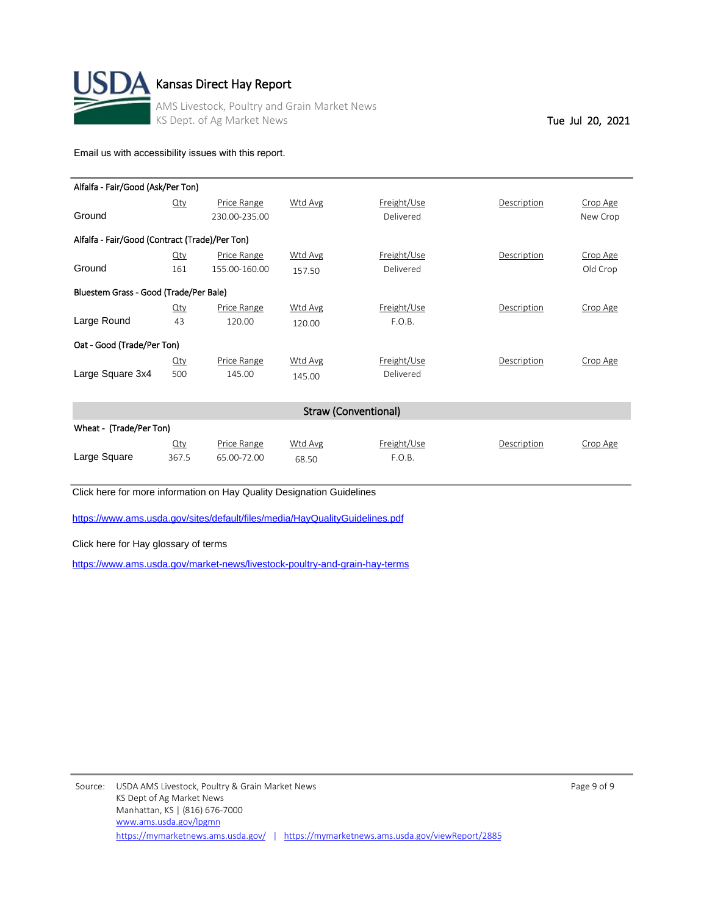# Kansas Direct Hay Report

AMS Livestock, Poultry and Grain Market News
KS Dept. of Ag Market News

Tue Jul 20, 2021

Email us with accessibility issues with this report.

**Alfalfa - Fair/Good (Ask/Per Ton)**

| | Qty | Price Range | Wtd Avg | Freight/Use | Description | Crop Age |
|---|---|---|---|---|---|---|
| Ground | | 230.00-235.00 | | Delivered | | New Crop |

**Alfalfa - Fair/Good (Contract (Trade)/Per Ton)**

| | Qty | Price Range | Wtd Avg | Freight/Use | Description | Crop Age |
|---|---|---|---|---|---|---|
| Ground | 161 | 155.00-160.00 | 157.50 | Delivered | | Old Crop |

**Bluestem Grass - Good (Trade/Per Bale)**

| | Qty | Price Range | Wtd Avg | Freight/Use | Description | Crop Age |
|---|---|---|---|---|---|---|
| Large Round | 43 | 120.00 | 120.00 | F.O.B. | | |

**Oat - Good (Trade/Per Ton)**

| | Qty | Price Range | Wtd Avg | Freight/Use | Description | Crop Age |
|---|---|---|---|---|---|---|
| Large Square 3x4 | 500 | 145.00 | 145.00 | Delivered | | |

## Straw (Conventional)

**Wheat - (Trade/Per Ton)**

| | Qty | Price Range | Wtd Avg | Freight/Use | Description | Crop Age |
|---|---|---|---|---|---|---|
| Large Square | 367.5 | 65.00-72.00 | 68.50 | F.O.B. | | |

Click here for more information on Hay Quality Designation Guidelines

https://www.ams.usda.gov/sites/default/files/media/HayQualityGuidelines.pdf

Click here for Hay glossary of terms

https://www.ams.usda.gov/market-news/livestock-poultry-and-grain-hay-terms

Source: USDA AMS Livestock, Poultry & Grain Market News
KS Dept of Ag Market News
Manhattan, KS | (816) 676-7000
www.ams.usda.gov/lpgmn
https://mymarketnews.ams.usda.gov/ | https://mymarketnews.ams.usda.gov/viewReport/2885